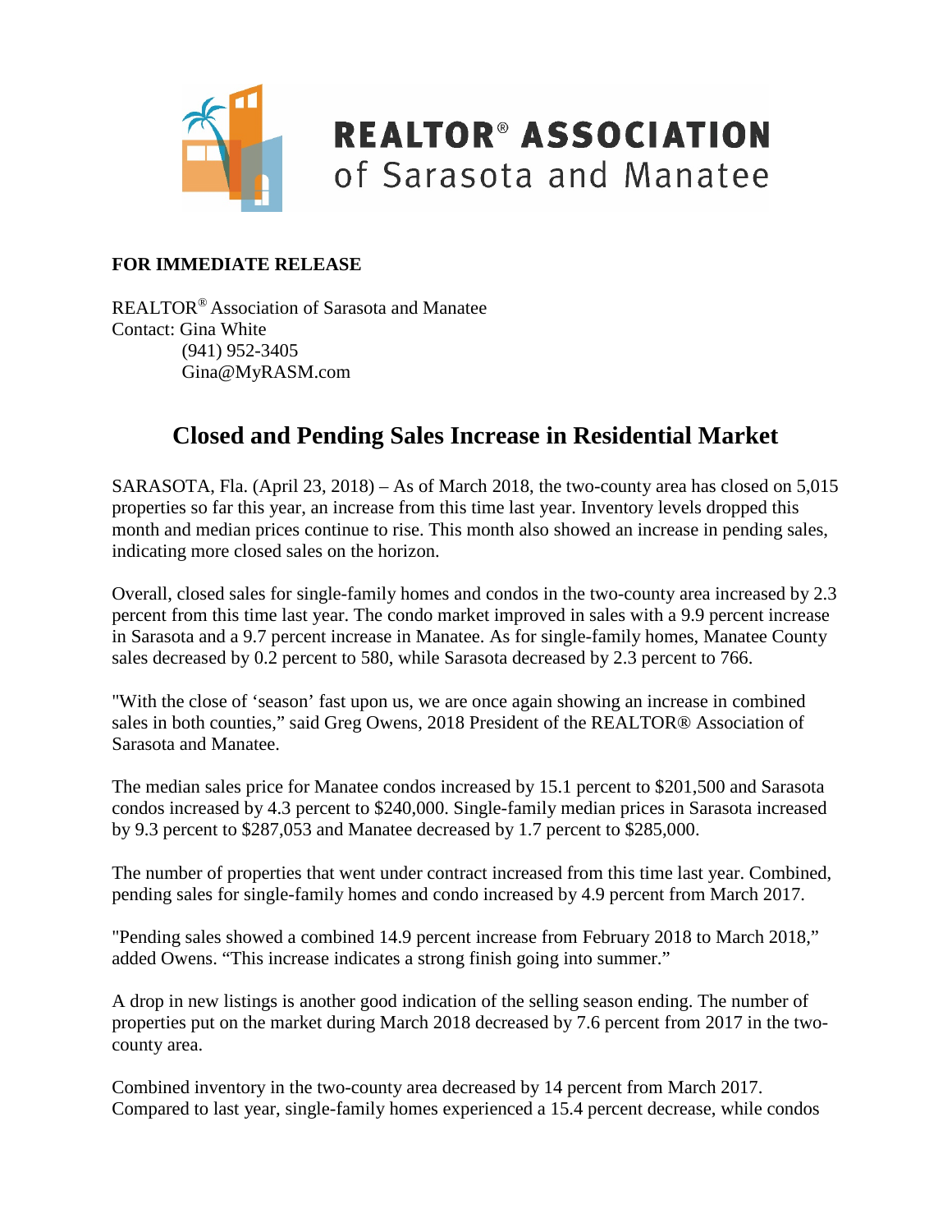**REALTOR® ASSOCIATION**
of Sarasota and Manatee

**FOR IMMEDIATE RELEASE**

REALTOR® Association of Sarasota and Manatee
Contact: Gina White
(941) 952-3405
Gina@MyRASM.com

# Closed and Pending Sales Increase in Residential Market

SARASOTA, Fla. (April 23, 2018) – As of March 2018, the two-county area has closed on 5,015 properties so far this year, an increase from this time last year. Inventory levels dropped this month and median prices continue to rise. This month also showed an increase in pending sales, indicating more closed sales on the horizon.

Overall, closed sales for single-family homes and condos in the two-county area increased by 2.3 percent from this time last year. The condo market improved in sales with a 9.9 percent increase in Sarasota and a 9.7 percent increase in Manatee. As for single-family homes, Manatee County sales decreased by 0.2 percent to 580, while Sarasota decreased by 2.3 percent to 766.

"With the close of 'season' fast upon us, we are once again showing an increase in combined sales in both counties," said Greg Owens, 2018 President of the REALTOR® Association of Sarasota and Manatee.

The median sales price for Manatee condos increased by 15.1 percent to $201,500 and Sarasota condos increased by 4.3 percent to $240,000. Single-family median prices in Sarasota increased by 9.3 percent to $287,053 and Manatee decreased by 1.7 percent to $285,000.

The number of properties that went under contract increased from this time last year. Combined, pending sales for single-family homes and condo increased by 4.9 percent from March 2017.

"Pending sales showed a combined 14.9 percent increase from February 2018 to March 2018," added Owens. "This increase indicates a strong finish going into summer."

A drop in new listings is another good indication of the selling season ending. The number of properties put on the market during March 2018 decreased by 7.6 percent from 2017 in the two-county area.

Combined inventory in the two-county area decreased by 14 percent from March 2017. Compared to last year, single-family homes experienced a 15.4 percent decrease, while condos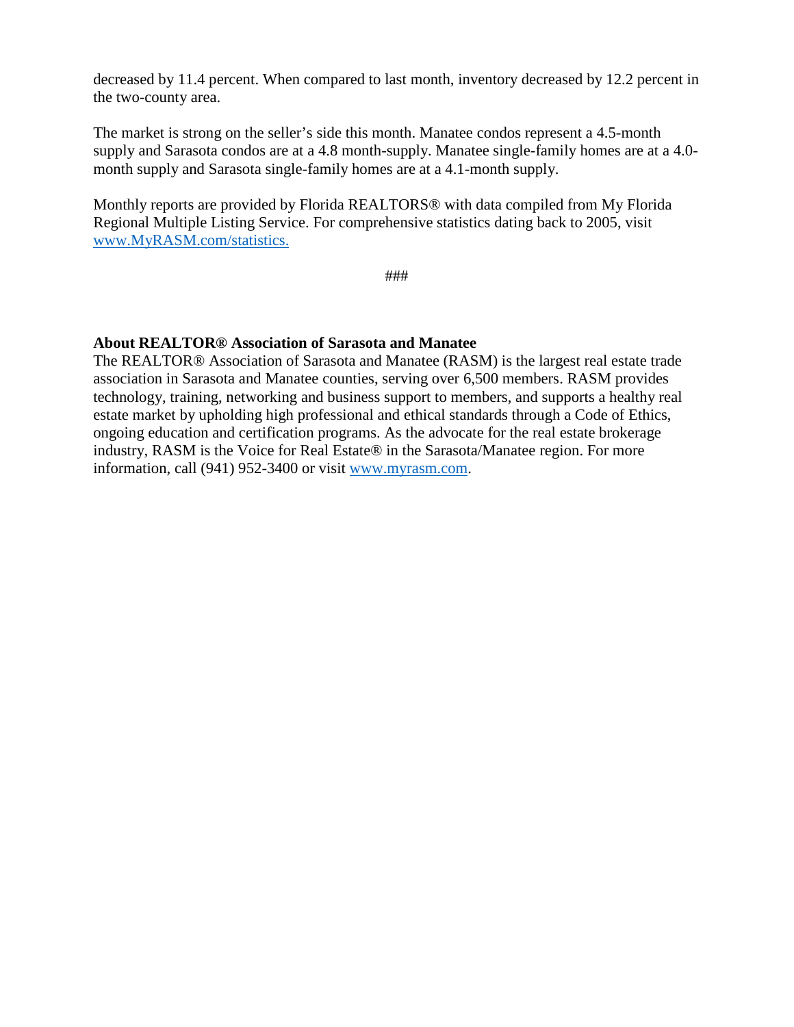decreased by 11.4 percent. When compared to last month, inventory decreased by 12.2 percent in the two-county area.

The market is strong on the seller's side this month. Manatee condos represent a 4.5-month supply and Sarasota condos are at a 4.8 month-supply. Manatee single-family homes are at a 4.0-month supply and Sarasota single-family homes are at a 4.1-month supply.

Monthly reports are provided by Florida REALTORS® with data compiled from My Florida Regional Multiple Listing Service. For comprehensive statistics dating back to 2005, visit [www.MyRASM.com/statistics.](http://www.MyRASM.com/statistics)

###

**About REALTOR® Association of Sarasota and Manatee**

The REALTOR® Association of Sarasota and Manatee (RASM) is the largest real estate trade association in Sarasota and Manatee counties, serving over 6,500 members. RASM provides technology, training, networking and business support to members, and supports a healthy real estate market by upholding high professional and ethical standards through a Code of Ethics, ongoing education and certification programs. As the advocate for the real estate brokerage industry, RASM is the Voice for Real Estate® in the Sarasota/Manatee region. For more information, call (941) 952-3400 or visit [www.myrasm.com](http://www.myrasm.com).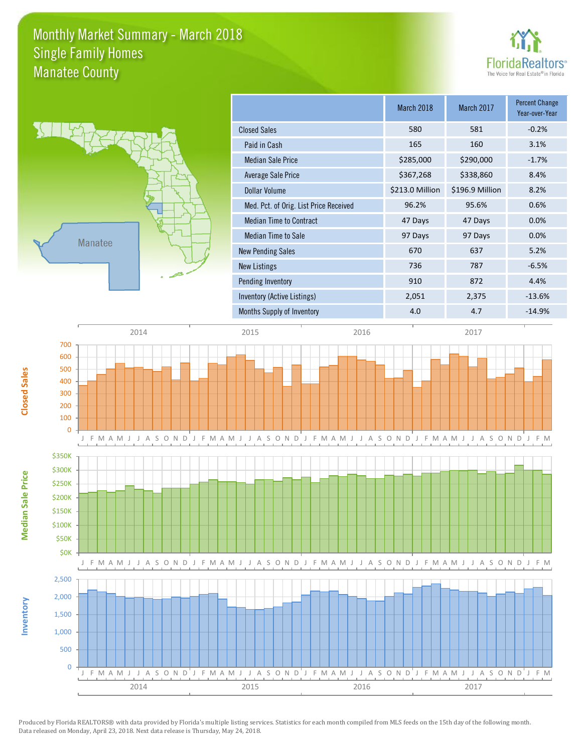# Monthly Market Summary - March 2018
## Single Family Homes
## Manatee County

FloridaRealtors® The Voice for Real Estate® in Florida

Manatee

| | March 2018 | March 2017 | Percent Change Year-over-Year |
|---|---|---|---|
| Closed Sales | 580 | 581 | -0.2% |
| Paid in Cash | 165 | 160 | 3.1% |
| Median Sale Price | $285,000 | $290,000 | -1.7% |
| Average Sale Price | $367,268 | $338,860 | 8.4% |
| Dollar Volume | $213.0 Million | $196.9 Million | 8.2% |
| Med. Pct. of Orig. List Price Received | 96.2% | 95.6% | 0.6% |
| Median Time to Contract | 47 Days | 47 Days | 0.0% |
| Median Time to Sale | 97 Days | 97 Days | 0.0% |
| New Pending Sales | 670 | 637 | 5.2% |
| New Listings | 736 | 787 | -6.5% |
| Pending Inventory | 910 | 872 | 4.4% |
| Inventory (Active Listings) | 2,051 | 2,375 | -13.6% |
| Months Supply of Inventory | 4.0 | 4.7 | -14.9% |

Closed Sales

Median Sale Price

Inventory

Produced by Florida REALTORS® with data provided by Florida's multiple listing services. Statistics for each month compiled from MLS feeds on the 15th day of the following month. Data released on Monday, April 23, 2018. Next data release is Thursday, May 24, 2018.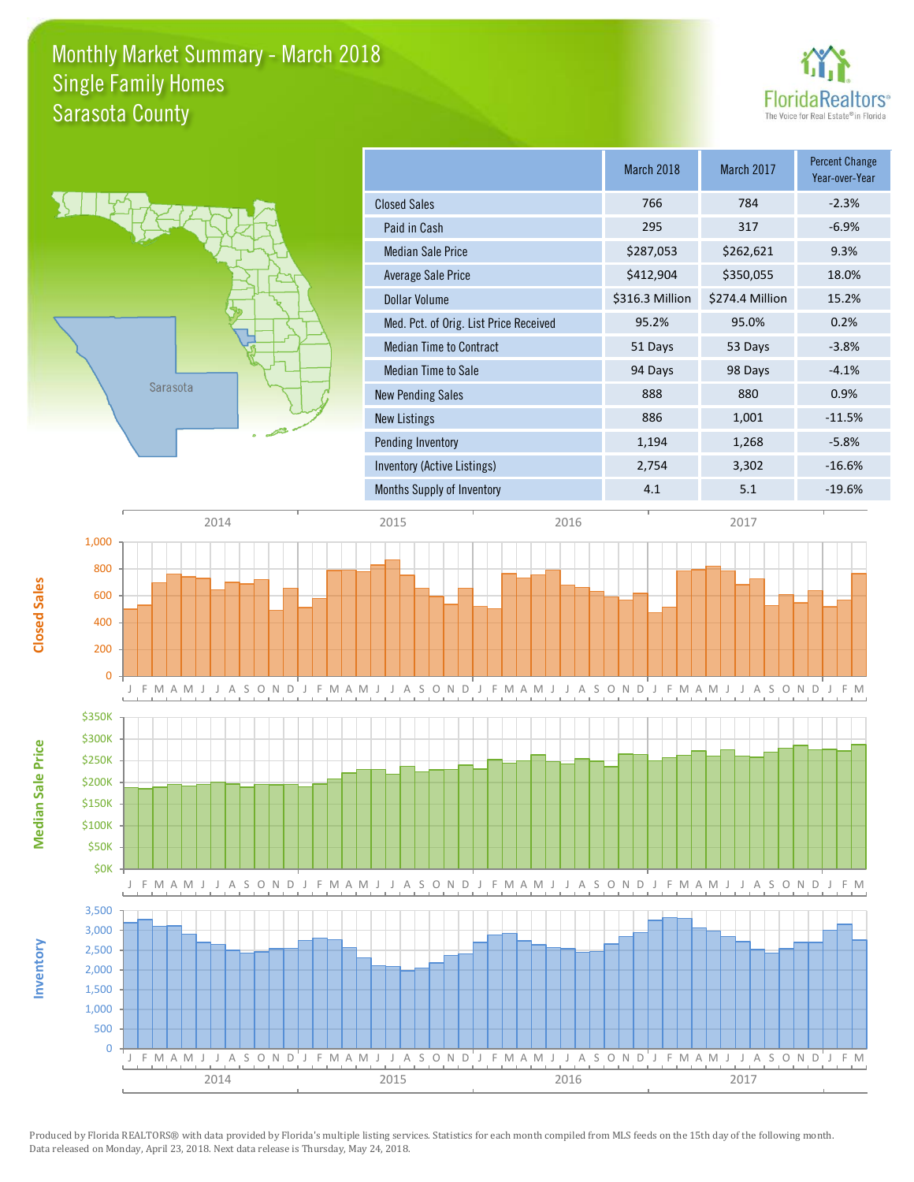# Monthly Market Summary - March 2018
## Single Family Homes
## Sarasota County

| | March 2018 | March 2017 | Percent Change Year-over-Year |
|---|---|---|---|
| Closed Sales | 766 | 784 | -2.3% |
| Paid in Cash | 295 | 317 | -6.9% |
| Median Sale Price | $287,053 | $262,621 | 9.3% |
| Average Sale Price | $412,904 | $350,055 | 18.0% |
| Dollar Volume | $316.3 Million | $274.4 Million | 15.2% |
| Med. Pct. of Orig. List Price Received | 95.2% | 95.0% | 0.2% |
| Median Time to Contract | 51 Days | 53 Days | -3.8% |
| Median Time to Sale | 94 Days | 98 Days | -4.1% |
| New Pending Sales | 888 | 880 | 0.9% |
| New Listings | 886 | 1,001 | -11.5% |
| Pending Inventory | 1,194 | 1,268 | -5.8% |
| Inventory (Active Listings) | 2,754 | 3,302 | -16.6% |
| Months Supply of Inventory | 4.1 | 5.1 | -19.6% |

Produced by Florida REALTORS® with data provided by Florida's multiple listing services. Statistics for each month compiled from MLS feeds on the 15th day of the following month. Data released on Monday, April 23, 2018. Next data release is Thursday, May 24, 2018.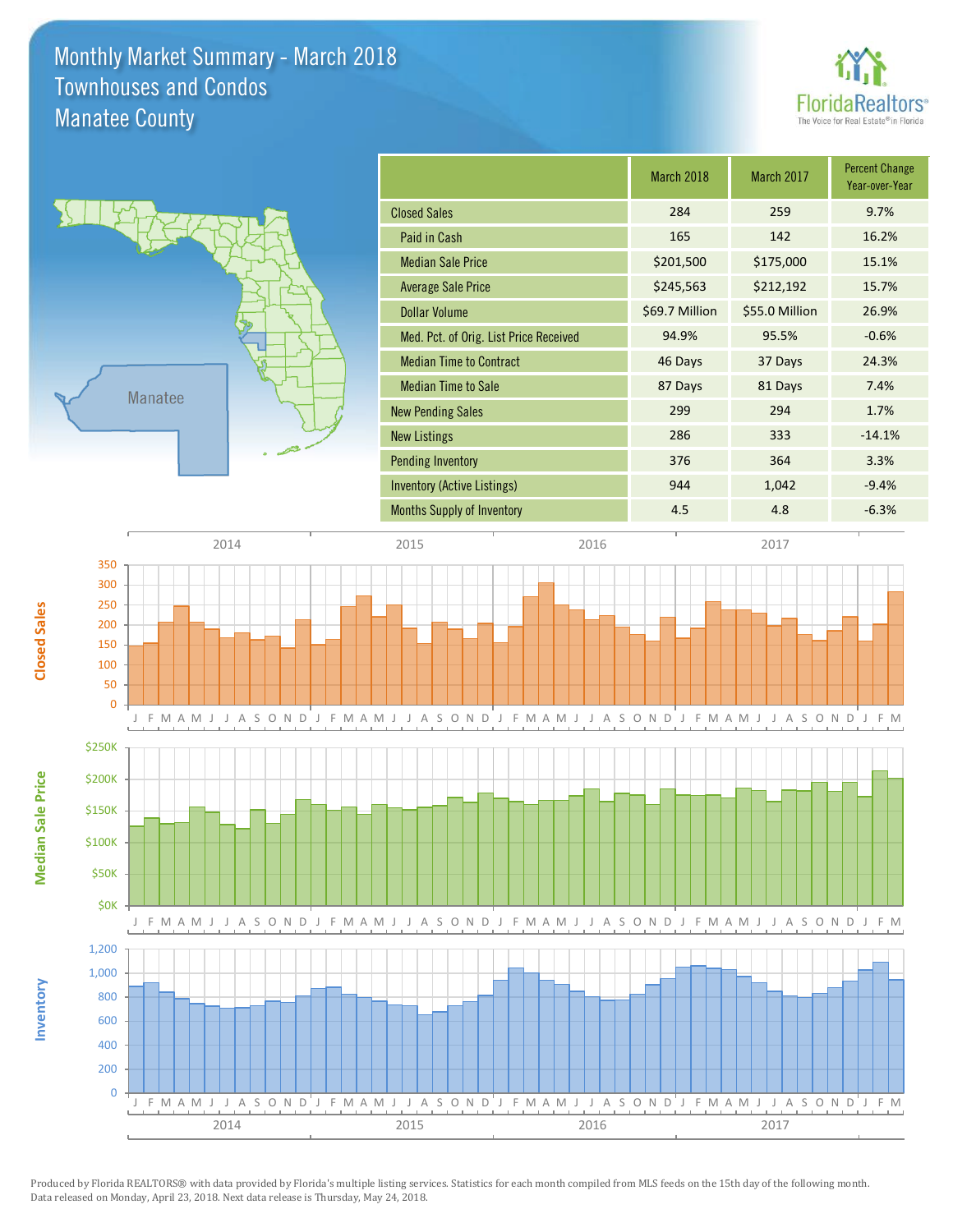# Monthly Market Summary - March 2018
## Townhouses and Condos
## Manatee County

|  | March 2018 | March 2017 | Percent Change Year-over-Year |
|---|---|---|---|
| Closed Sales | 284 | 259 | 9.7% |
| Paid in Cash | 165 | 142 | 16.2% |
| Median Sale Price | $201,500 | $175,000 | 15.1% |
| Average Sale Price | $245,563 | $212,192 | 15.7% |
| Dollar Volume | $69.7 Million | $55.0 Million | 26.9% |
| Med. Pct. of Orig. List Price Received | 94.9% | 95.5% | -0.6% |
| Median Time to Contract | 46 Days | 37 Days | 24.3% |
| Median Time to Sale | 87 Days | 81 Days | 7.4% |
| New Pending Sales | 299 | 294 | 1.7% |
| New Listings | 286 | 333 | -14.1% |
| Pending Inventory | 376 | 364 | 3.3% |
| Inventory (Active Listings) | 944 | 1,042 | -9.4% |
| Months Supply of Inventory | 4.5 | 4.8 | -6.3% |

Produced by Florida REALTORS® with data provided by Florida's multiple listing services. Statistics for each month compiled from MLS feeds on the 15th day of the following month. Data released on Monday, April 23, 2018. Next data release is Thursday, May 24, 2018.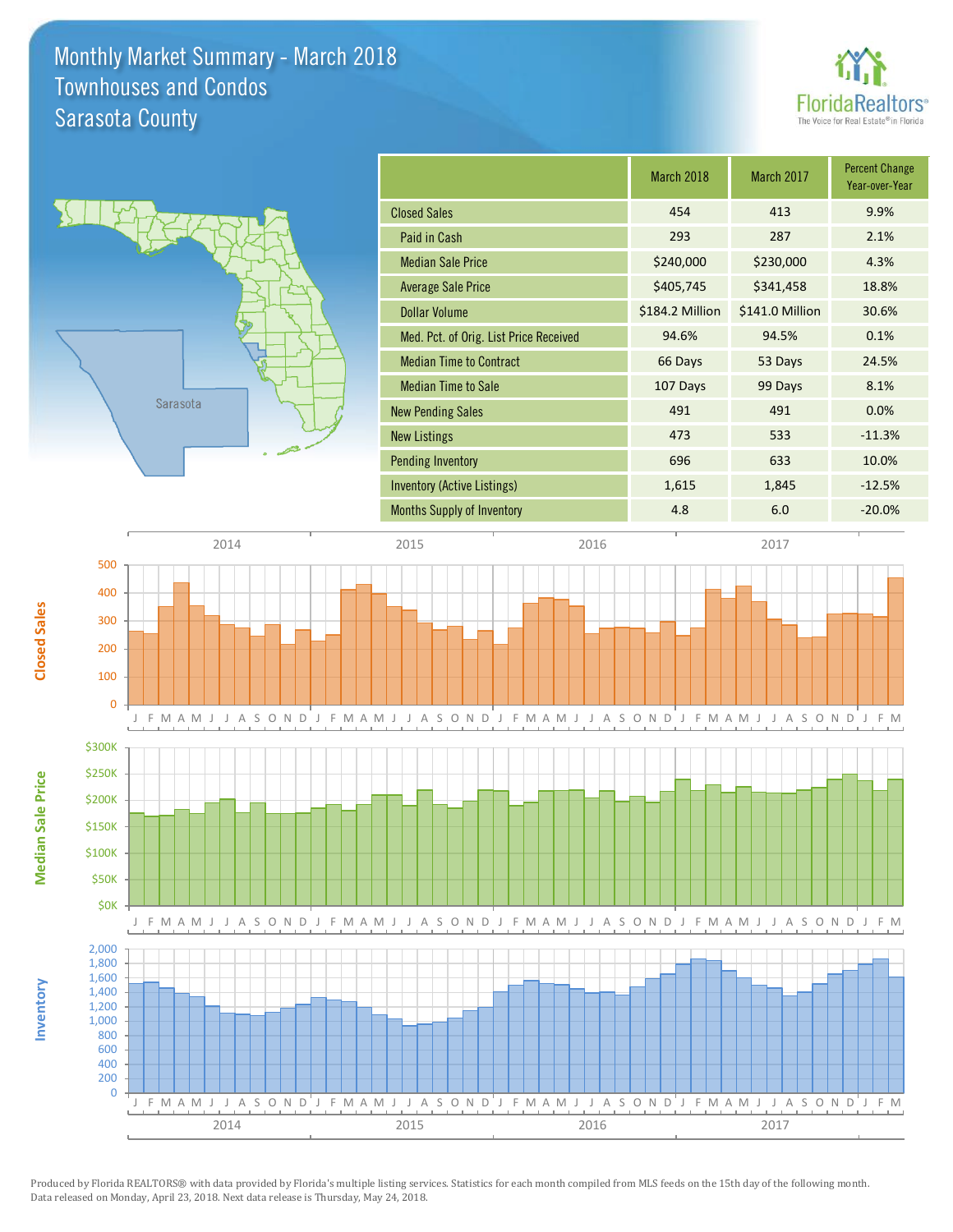# Monthly Market Summary - March 2018
## Townhouses and Condos
## Sarasota County

| | March 2018 | March 2017 | Percent Change Year-over-Year |
|---|---|---|---|
| Closed Sales | 454 | 413 | 9.9% |
| Paid in Cash | 293 | 287 | 2.1% |
| Median Sale Price | $240,000 | $230,000 | 4.3% |
| Average Sale Price | $405,745 | $341,458 | 18.8% |
| Dollar Volume | $184.2 Million | $141.0 Million | 30.6% |
| Med. Pct. of Orig. List Price Received | 94.6% | 94.5% | 0.1% |
| Median Time to Contract | 66 Days | 53 Days | 24.5% |
| Median Time to Sale | 107 Days | 99 Days | 8.1% |
| New Pending Sales | 491 | 491 | 0.0% |
| New Listings | 473 | 533 | -11.3% |
| Pending Inventory | 696 | 633 | 10.0% |
| Inventory (Active Listings) | 1,615 | 1,845 | -12.5% |
| Months Supply of Inventory | 4.8 | 6.0 | -20.0% |

Produced by Florida REALTORS® with data provided by Florida's multiple listing services. Statistics for each month compiled from MLS feeds on the 15th day of the following month. Data released on Monday, April 23, 2018. Next data release is Thursday, May 24, 2018.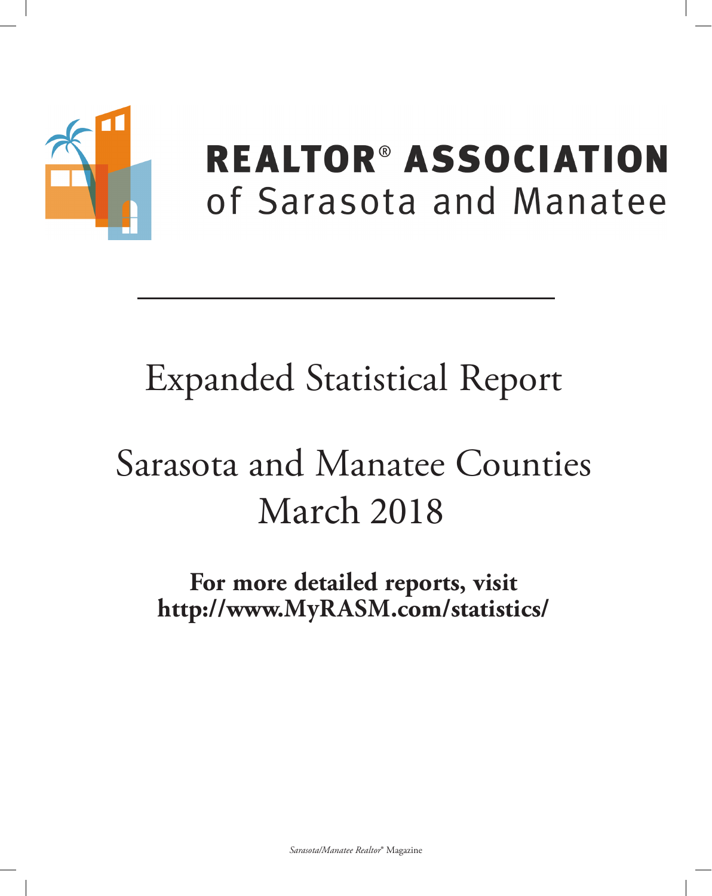# REALTOR® ASSOCIATION of Sarasota and Manatee

# Expanded Statistical Report

# Sarasota and Manatee Counties March 2018

**For more detailed reports, visit http://www.MyRASM.com/statistics/**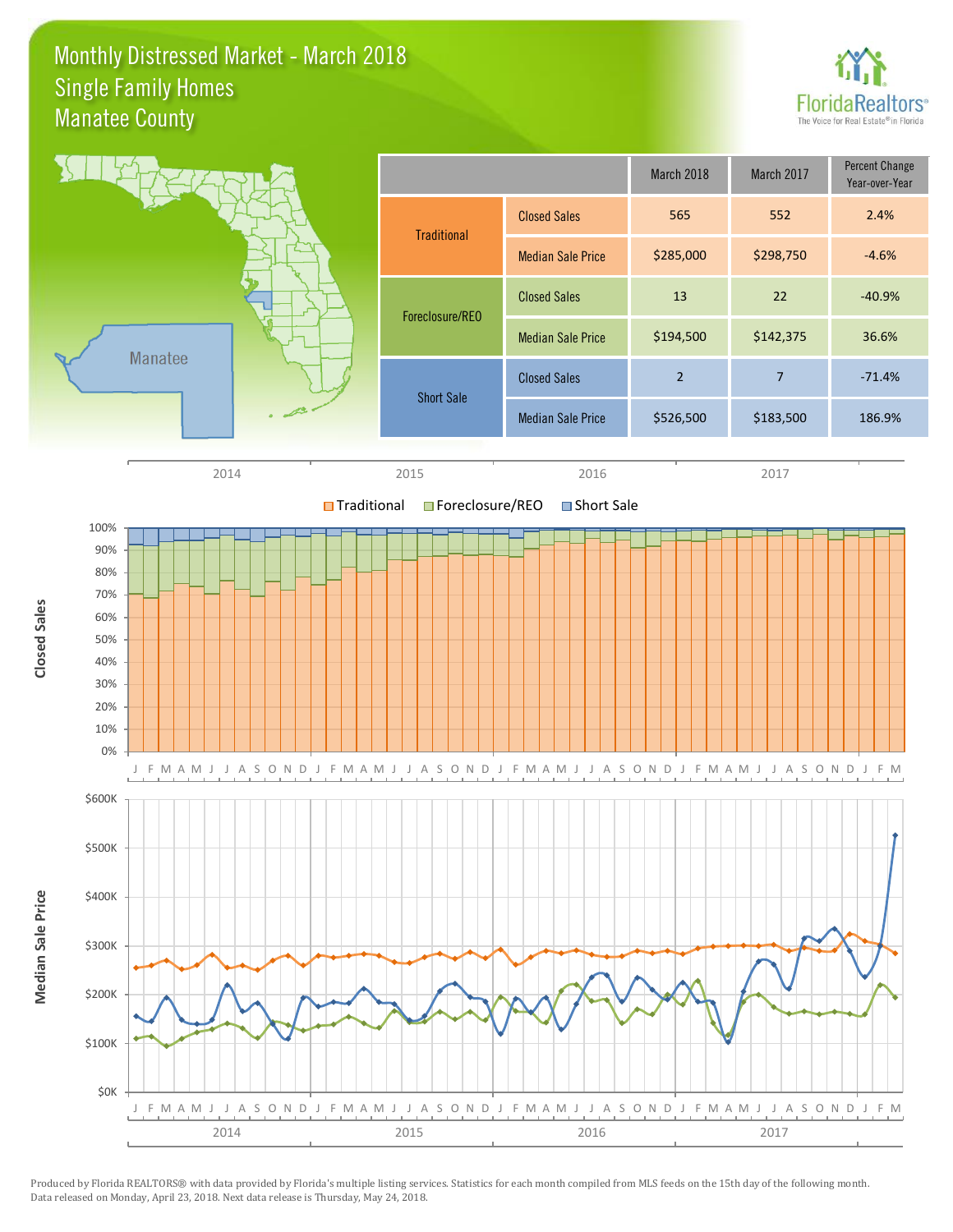# Monthly Distressed Market - March 2018
## Single Family Homes
## Manatee County

| | | March 2018 | March 2017 | Percent Change Year-over-Year |
|---|---|---|---|---|
| Traditional | Closed Sales | 565 | 552 | 2.4% |
| | Median Sale Price | $285,000 | $298,750 | -4.6% |
| Foreclosure/REO | Closed Sales | 13 | 22 | -40.9% |
| | Median Sale Price | $194,500 | $142,375 | 36.6% |
| Short Sale | Closed Sales | 2 | 7 | -71.4% |
| | Median Sale Price | $526,500 | $183,500 | 186.9% |

Produced by Florida REALTORS® with data provided by Florida's multiple listing services. Statistics for each month compiled from MLS feeds on the 15th day of the following month. Data released on Monday, April 23, 2018. Next data release is Thursday, May 24, 2018.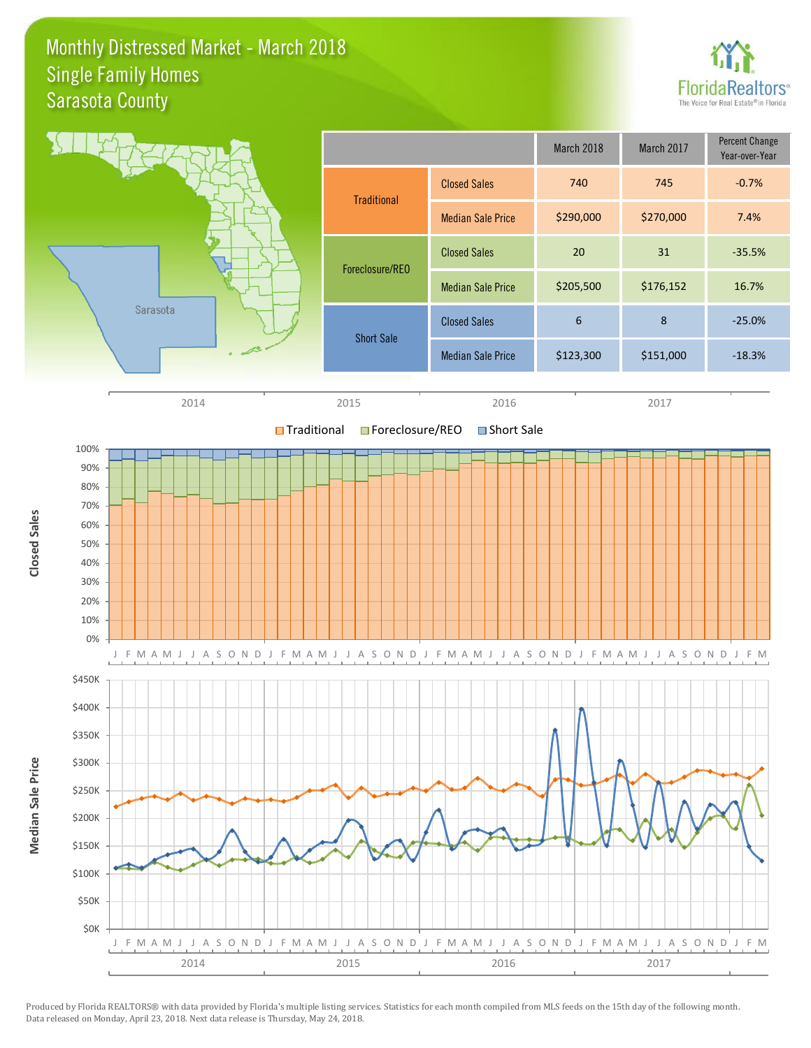# Monthly Distressed Market - March 2018
## Single Family Homes
## Sarasota County

| | | March 2018 | March 2017 | Percent Change Year-over-Year |
|---|---|---|---|---|
| Traditional | Closed Sales | 740 | 745 | -0.7% |
| | Median Sale Price | $290,000 | $270,000 | 7.4% |
| Foreclosure/REO | Closed Sales | 20 | 31 | -35.5% |
| | Median Sale Price | $205,500 | $176,152 | 16.7% |
| Short Sale | Closed Sales | 6 | 8 | -25.0% |
| | Median Sale Price | $123,300 | $151,000 | -18.3% |

Produced by Florida REALTORS® with data provided by Florida's multiple listing services. Statistics for each month compiled from MLS feeds on the 15th day of the following month. Data released on Monday, April 23, 2018. Next data release is Thursday, May 24, 2018.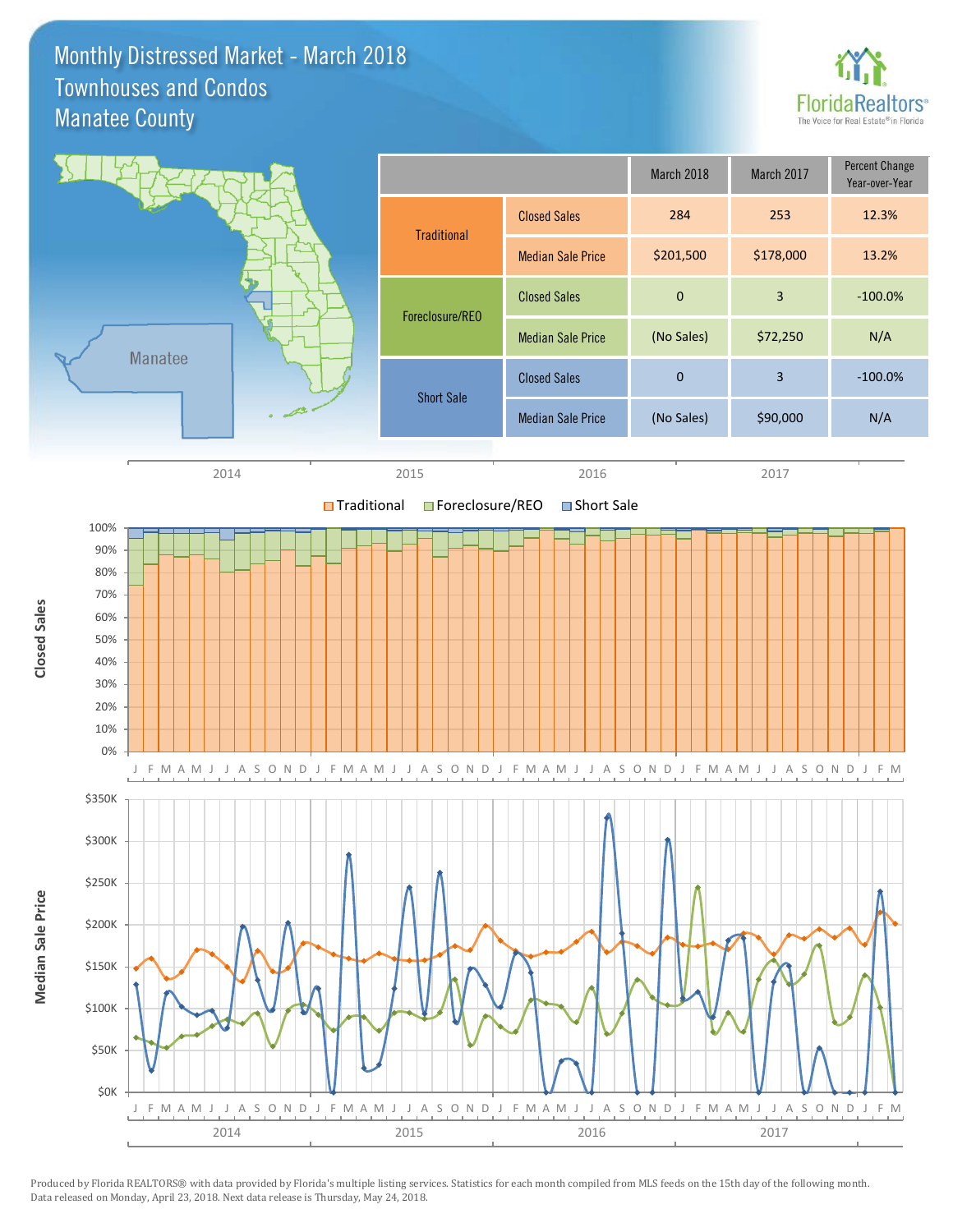# Monthly Distressed Market - March 2018
## Townhouses and Condos
## Manatee County

|  |  | March 2018 | March 2017 | Percent Change Year-over-Year |
|---|---|---|---|---|
| Traditional | Closed Sales | 284 | 253 | 12.3% |
|  | Median Sale Price | $201,500 | $178,000 | 13.2% |
| Foreclosure/REO | Closed Sales | 0 | 3 | -100.0% |
|  | Median Sale Price | (No Sales) | $72,250 | N/A |
| Short Sale | Closed Sales | 0 | 3 | -100.0% |
|  | Median Sale Price | (No Sales) | $90,000 | N/A |

Produced by Florida REALTORS® with data provided by Florida's multiple listing services. Statistics for each month compiled from MLS feeds on the 15th day of the following month. Data released on Monday, April 23, 2018. Next data release is Thursday, May 24, 2018.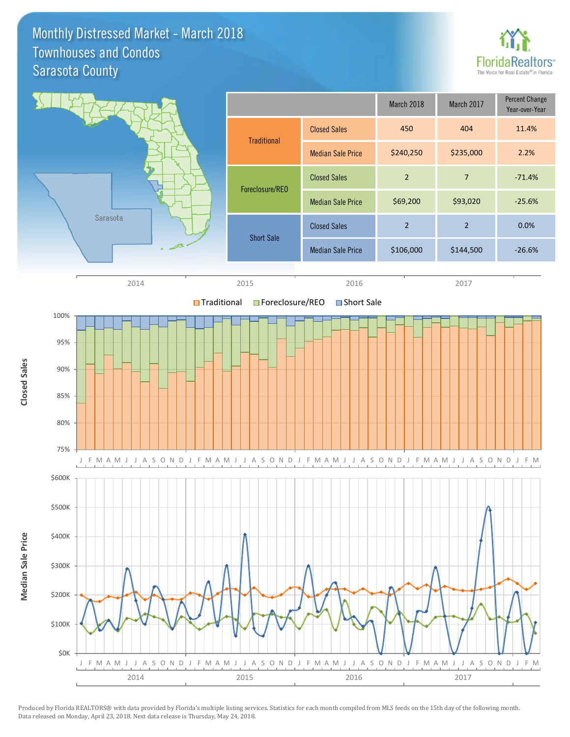# Monthly Distressed Market - March 2018
## Townhouses and Condos
## Sarasota County

FloridaRealtors® The Voice for Real Estate® in Florida

Sarasota

| | | March 2018 | March 2017 | Percent Change Year-over-Year |
|---|---|---|---|---|
| Traditional | Closed Sales | 450 | 404 | 11.4% |
| | Median Sale Price | $240,250 | $235,000 | 2.2% |
| Foreclosure/REO | Closed Sales | 2 | 7 | -71.4% |
| | Median Sale Price | $69,200 | $93,020 | -25.6% |
| Short Sale | Closed Sales | 2 | 2 | 0.0% |
| | Median Sale Price | $106,000 | $144,500 | -26.6% |

2014 2015 2016 2017

Traditional Foreclosure/REO Short Sale

Closed Sales

100% 95% 90% 85% 80% 75%

J F M A M J J A S O N D J F M A M J J A S O N D J F M A M J J A S O N D J F M A M J J A S O N D J F M

Median Sale Price

$600K $500K $400K $300K $200K $100K $0K

J F M A M J J A S O N D J F M A M J J A S O N D J F M A M J J A S O N D J F M A M J J A S O N D J F M

2014 2015 2016 2017

Produced by Florida REALTORS® with data provided by Florida's multiple listing services. Statistics for each month compiled from MLS feeds on the 15th day of the following month. Data released on Monday, April 23, 2018. Next data release is Thursday, May 24, 2018.